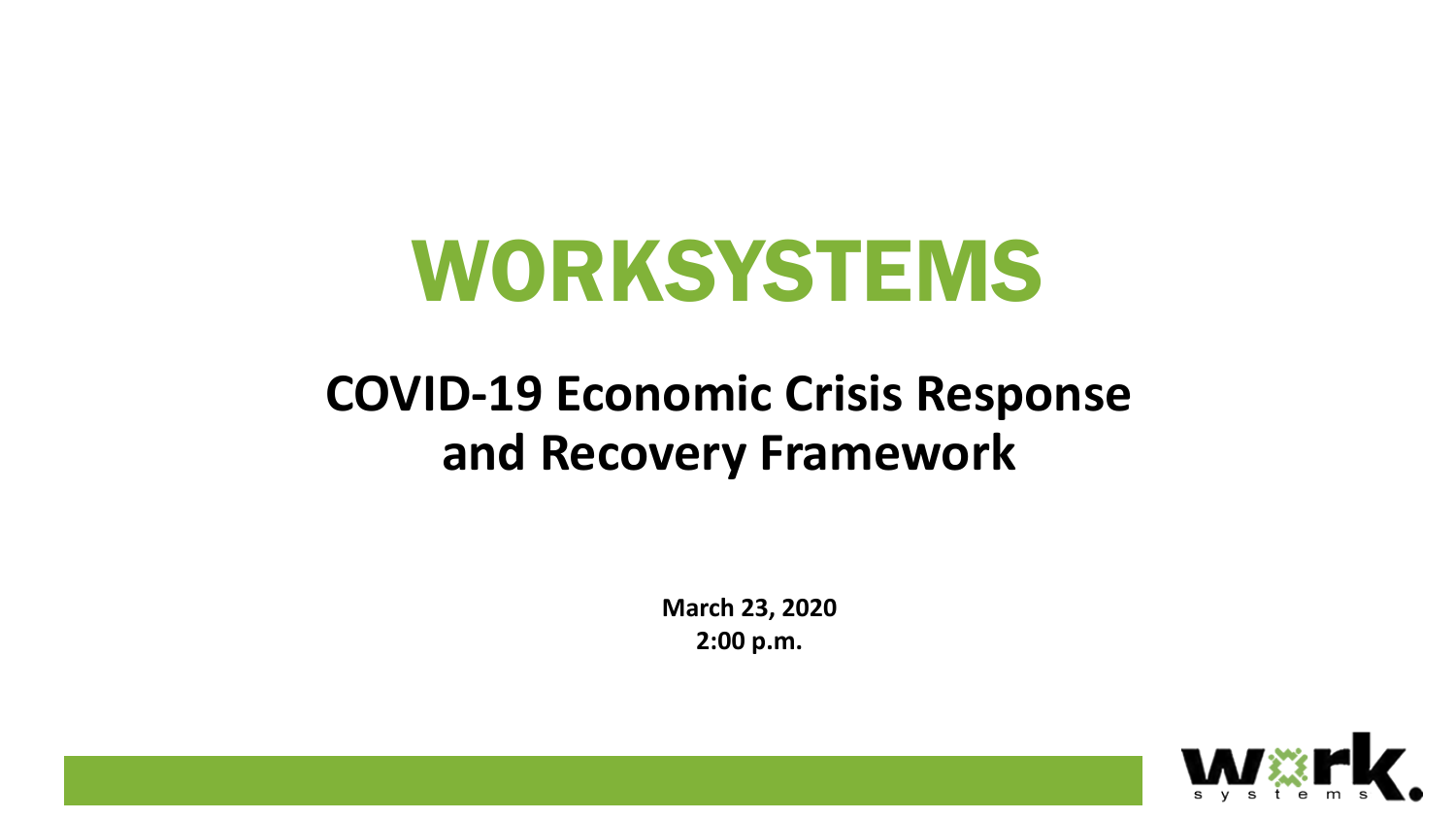# WORKSYSTEMS

## COVID-19 Economic Crisis Response and Recovery Framework

**March 23, 2020**
**2:00 p.m.**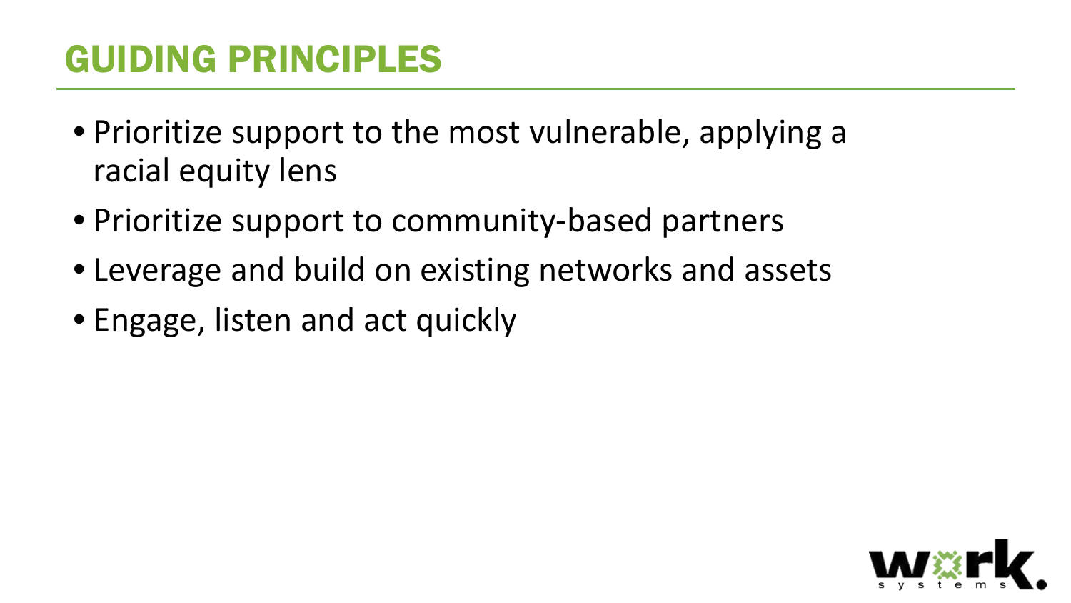# GUIDING PRINCIPLES

- Prioritize support to the most vulnerable, applying a racial equity lens
- Prioritize support to community-based partners
- Leverage and build on existing networks and assets
- Engage, listen and act quickly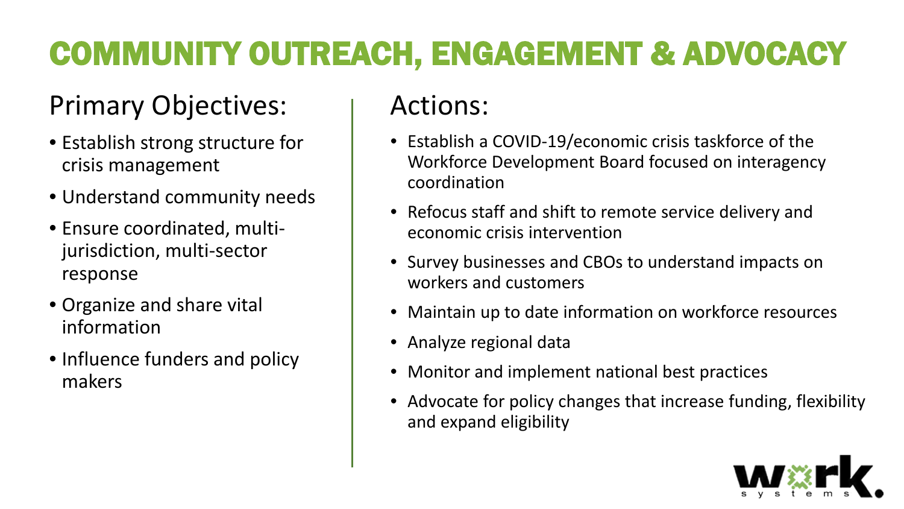# COMMUNITY OUTREACH, ENGAGEMENT & ADVOCACY

## Primary Objectives:

- Establish strong structure for crisis management
- Understand community needs
- Ensure coordinated, multi-jurisdiction, multi-sector response
- Organize and share vital information
- Influence funders and policy makers

## Actions:

- Establish a COVID-19/economic crisis taskforce of the Workforce Development Board focused on interagency coordination
- Refocus staff and shift to remote service delivery and economic crisis intervention
- Survey businesses and CBOs to understand impacts on workers and customers
- Maintain up to date information on workforce resources
- Analyze regional data
- Monitor and implement national best practices
- Advocate for policy changes that increase funding, flexibility and expand eligibility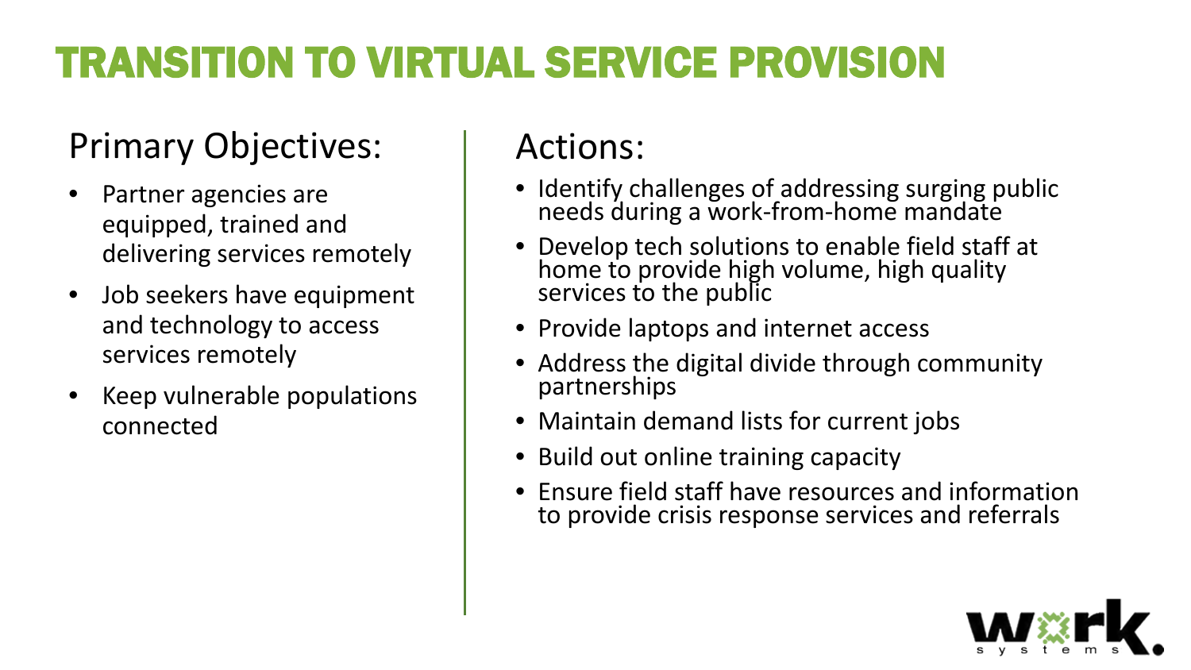# TRANSITION TO VIRTUAL SERVICE PROVISION

## Primary Objectives:

- Partner agencies are equipped, trained and delivering services remotely
- Job seekers have equipment and technology to access services remotely
- Keep vulnerable populations connected

## Actions:

- Identify challenges of addressing surging public needs during a work-from-home mandate
- Develop tech solutions to enable field staff at home to provide high volume, high quality services to the public
- Provide laptops and internet access
- Address the digital divide through community partnerships
- Maintain demand lists for current jobs
- Build out online training capacity
- Ensure field staff have resources and information to provide crisis response services and referrals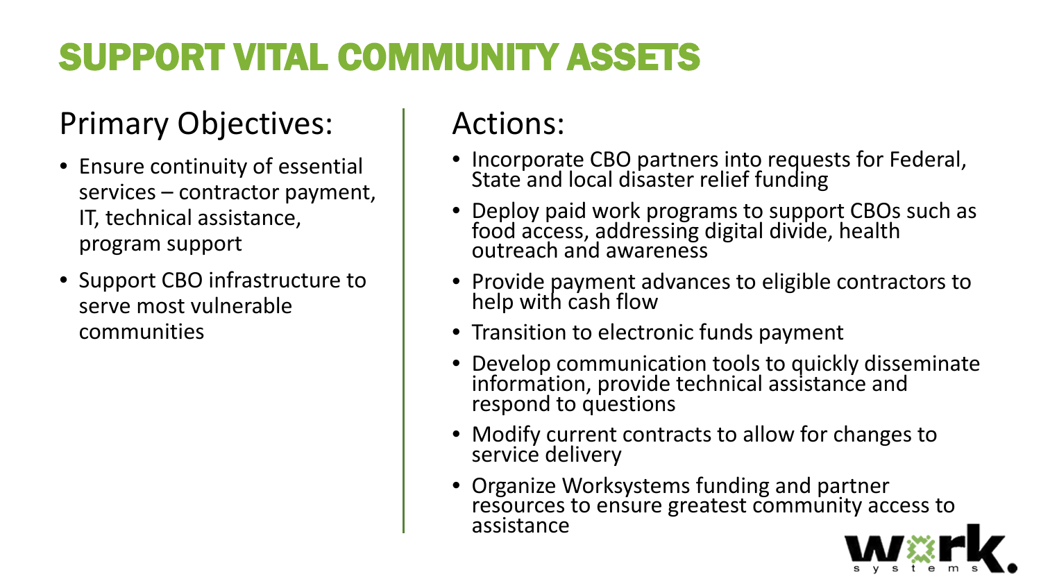# SUPPORT VITAL COMMUNITY ASSETS

## Primary Objectives:

- Ensure continuity of essential services – contractor payment, IT, technical assistance, program support
- Support CBO infrastructure to serve most vulnerable communities

## Actions:

- Incorporate CBO partners into requests for Federal, State and local disaster relief funding
- Deploy paid work programs to support CBOs such as food access, addressing digital divide, health outreach and awareness
- Provide payment advances to eligible contractors to help with cash flow
- Transition to electronic funds payment
- Develop communication tools to quickly disseminate information, provide technical assistance and respond to questions
- Modify current contracts to allow for changes to service delivery
- Organize Worksystems funding and partner resources to ensure greatest community access to assistance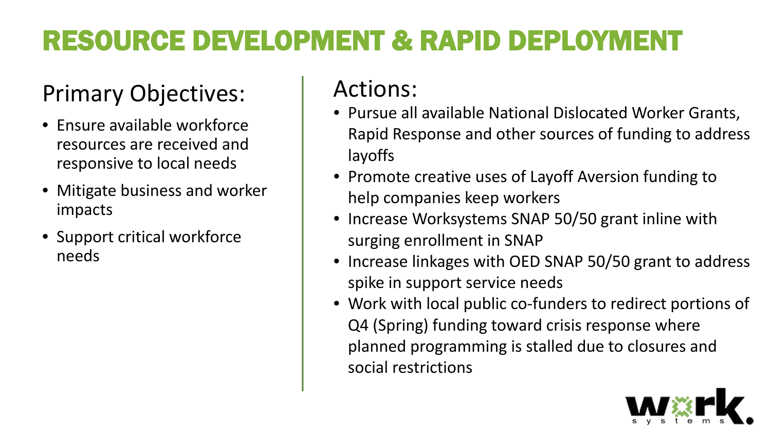# RESOURCE DEVELOPMENT & RAPID DEPLOYMENT

## Primary Objectives:

- Ensure available workforce resources are received and responsive to local needs
- Mitigate business and worker impacts
- Support critical workforce needs

## Actions:

- Pursue all available National Dislocated Worker Grants, Rapid Response and other sources of funding to address layoffs
- Promote creative uses of Layoff Aversion funding to help companies keep workers
- Increase Worksystems SNAP 50/50 grant inline with surging enrollment in SNAP
- Increase linkages with OED SNAP 50/50 grant to address spike in support service needs
- Work with local public co-funders to redirect portions of Q4 (Spring) funding toward crisis response where planned programming is stalled due to closures and social restrictions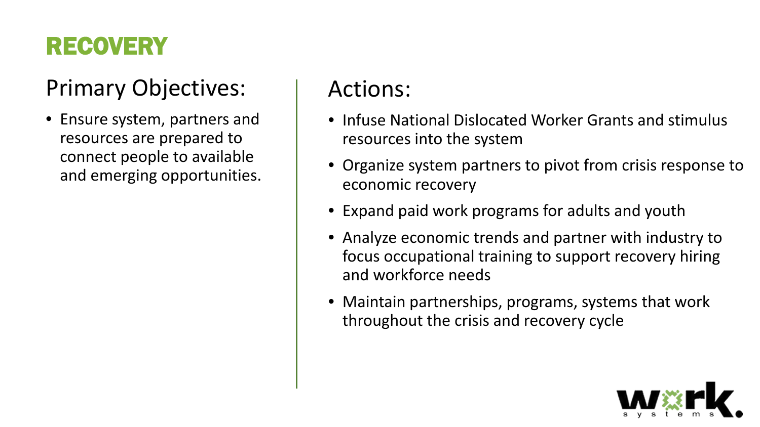# RECOVERY

## Primary Objectives:

- Ensure system, partners and resources are prepared to connect people to available and emerging opportunities.

## Actions:

- Infuse National Dislocated Worker Grants and stimulus resources into the system
- Organize system partners to pivot from crisis response to economic recovery
- Expand paid work programs for adults and youth
- Analyze economic trends and partner with industry to focus occupational training to support recovery hiring and workforce needs
- Maintain partnerships, programs, systems that work throughout the crisis and recovery cycle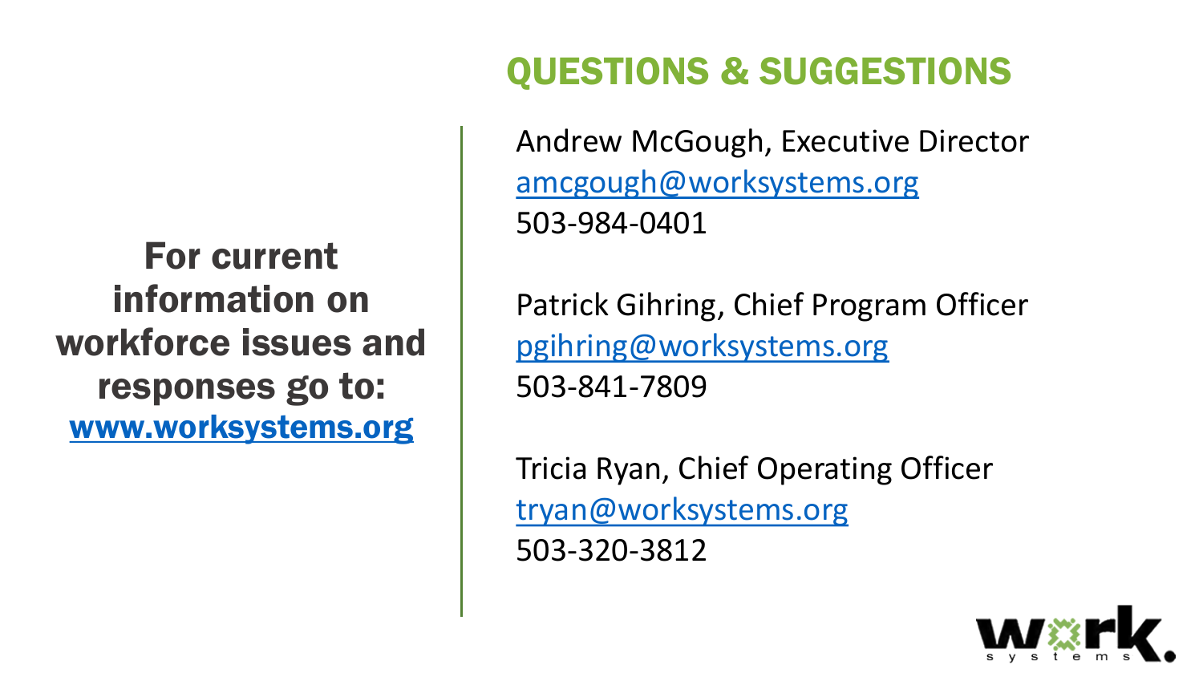**For current information on workforce issues and responses go to: www.worksystems.org**

## QUESTIONS & SUGGESTIONS

Andrew McGough, Executive Director
amcgough@worksystems.org
503-984-0401

Patrick Gihring, Chief Program Officer
pgihring@worksystems.org
503-841-7809

Tricia Ryan, Chief Operating Officer
tryan@worksystems.org
503-320-3812